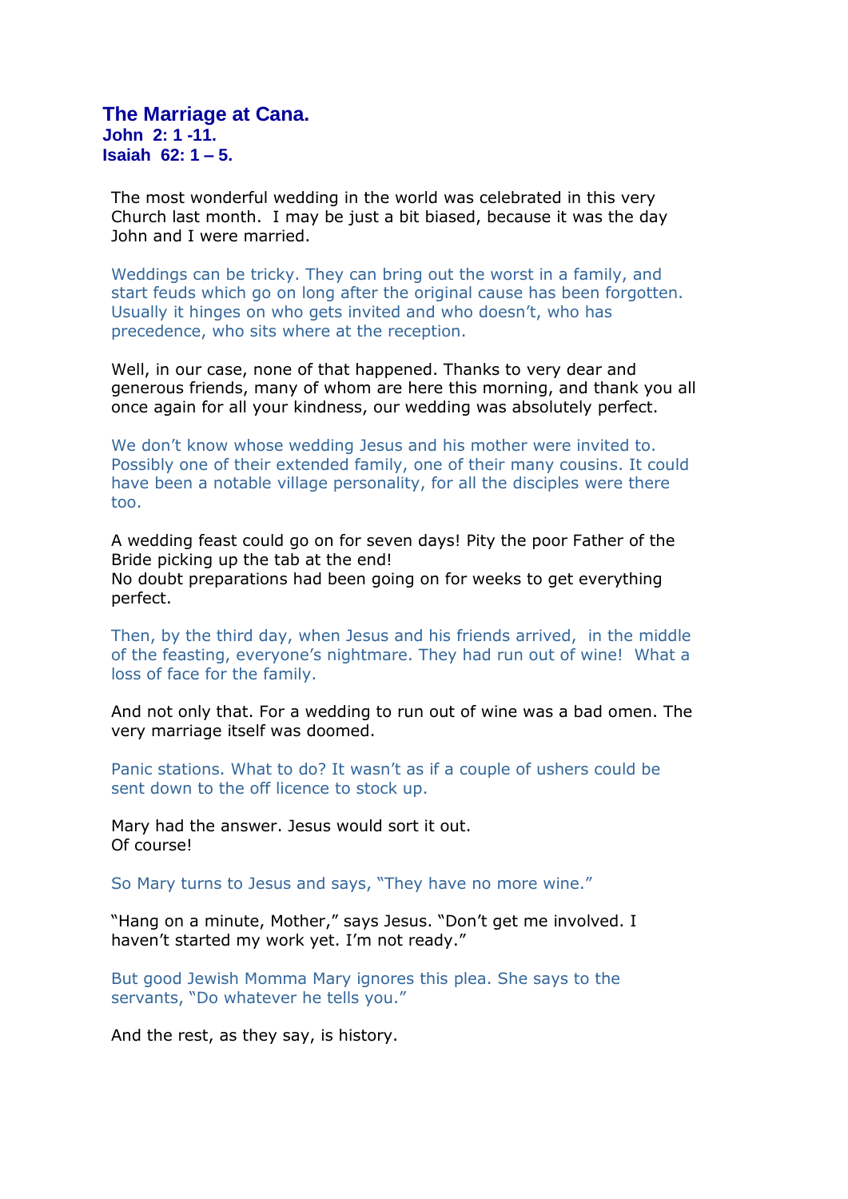# The Marriage at Cana.

**John 2: 1 -11.**
**Isaiah 62: 1 – 5.**

The most wonderful wedding in the world was celebrated in this very Church last month. I may be just a bit biased, because it was the day John and I were married.

Weddings can be tricky. They can bring out the worst in a family, and start feuds which go on long after the original cause has been forgotten. Usually it hinges on who gets invited and who doesn't, who has precedence, who sits where at the reception.

Well, in our case, none of that happened. Thanks to very dear and generous friends, many of whom are here this morning, and thank you all once again for all your kindness, our wedding was absolutely perfect.

We don't know whose wedding Jesus and his mother were invited to. Possibly one of their extended family, one of their many cousins. It could have been a notable village personality, for all the disciples were there too.

A wedding feast could go on for seven days! Pity the poor Father of the Bride picking up the tab at the end!
No doubt preparations had been going on for weeks to get everything perfect.

Then, by the third day, when Jesus and his friends arrived, in the middle of the feasting, everyone's nightmare. They had run out of wine! What a loss of face for the family.

And not only that. For a wedding to run out of wine was a bad omen. The very marriage itself was doomed.

Panic stations. What to do? It wasn't as if a couple of ushers could be sent down to the off licence to stock up.

Mary had the answer. Jesus would sort it out.
Of course!

So Mary turns to Jesus and says, "They have no more wine."

"Hang on a minute, Mother," says Jesus. "Don't get me involved. I haven't started my work yet. I'm not ready."

But good Jewish Momma Mary ignores this plea. She says to the servants, "Do whatever he tells you."

And the rest, as they say, is history.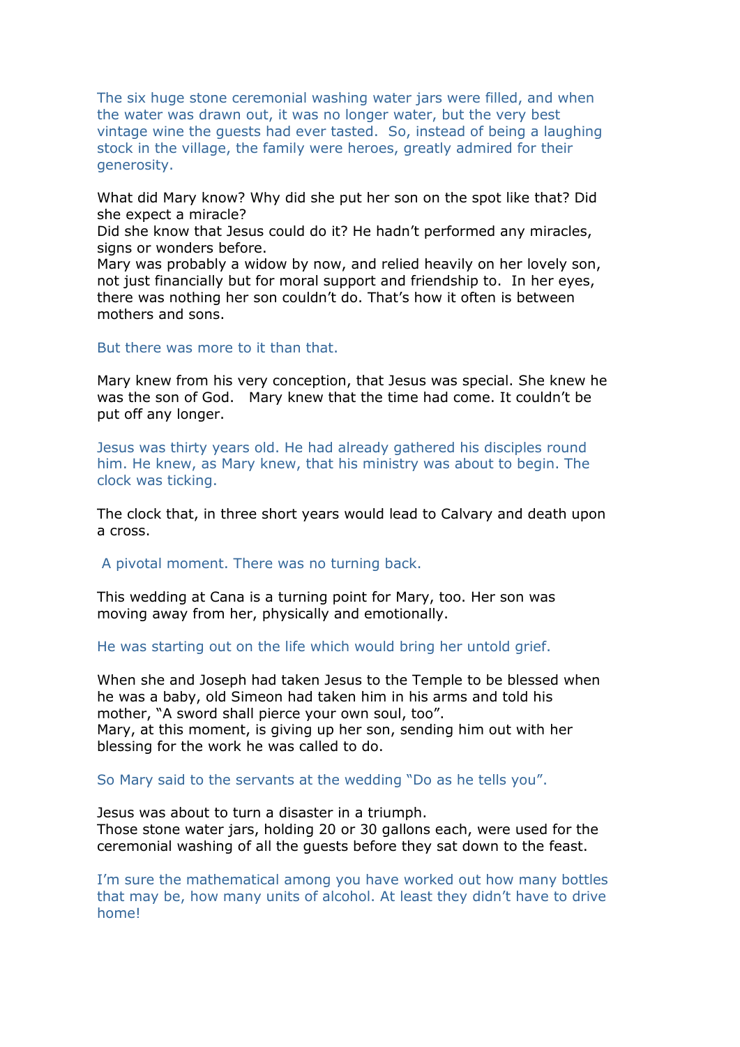The six huge stone ceremonial washing water jars were filled, and when the water was drawn out, it was no longer water, but the very best vintage wine the guests had ever tasted. So, instead of being a laughing stock in the village, the family were heroes, greatly admired for their generosity.

What did Mary know? Why did she put her son on the spot like that? Did she expect a miracle?
Did she know that Jesus could do it? He hadn't performed any miracles, signs or wonders before.
Mary was probably a widow by now, and relied heavily on her lovely son, not just financially but for moral support and friendship to. In her eyes, there was nothing her son couldn't do. That's how it often is between mothers and sons.

But there was more to it than that.

Mary knew from his very conception, that Jesus was special. She knew he was the son of God. Mary knew that the time had come. It couldn't be put off any longer.

Jesus was thirty years old. He had already gathered his disciples round him. He knew, as Mary knew, that his ministry was about to begin. The clock was ticking.

The clock that, in three short years would lead to Calvary and death upon a cross.

A pivotal moment. There was no turning back.

This wedding at Cana is a turning point for Mary, too. Her son was moving away from her, physically and emotionally.

He was starting out on the life which would bring her untold grief.

When she and Joseph had taken Jesus to the Temple to be blessed when he was a baby, old Simeon had taken him in his arms and told his mother, "A sword shall pierce your own soul, too".
Mary, at this moment, is giving up her son, sending him out with her blessing for the work he was called to do.

So Mary said to the servants at the wedding "Do as he tells you".

Jesus was about to turn a disaster in a triumph.
Those stone water jars, holding 20 or 30 gallons each, were used for the ceremonial washing of all the guests before they sat down to the feast.

I'm sure the mathematical among you have worked out how many bottles that may be, how many units of alcohol. At least they didn't have to drive home!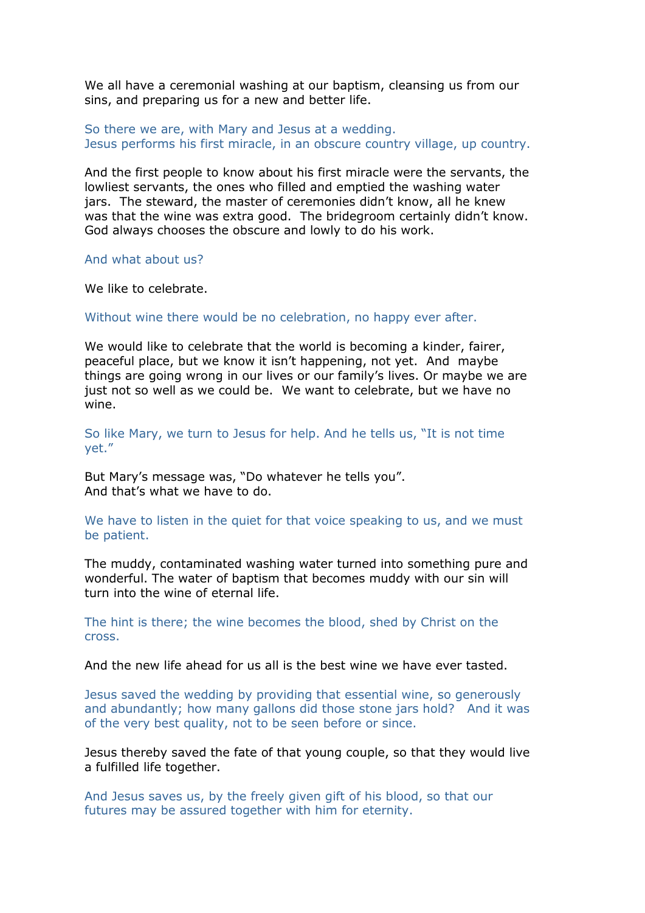We all have a ceremonial washing at our baptism, cleansing us from our sins, and preparing us for a new and better life.

So there we are, with Mary and Jesus at a wedding.
Jesus performs his first miracle, in an obscure country village, up country.

And the first people to know about his first miracle were the servants, the lowliest servants, the ones who filled and emptied the washing water jars. The steward, the master of ceremonies didn't know, all he knew was that the wine was extra good. The bridegroom certainly didn't know. God always chooses the obscure and lowly to do his work.

And what about us?

We like to celebrate.

Without wine there would be no celebration, no happy ever after.

We would like to celebrate that the world is becoming a kinder, fairer, peaceful place, but we know it isn't happening, not yet. And maybe things are going wrong in our lives or our family's lives. Or maybe we are just not so well as we could be. We want to celebrate, but we have no wine.

So like Mary, we turn to Jesus for help. And he tells us, "It is not time yet."

But Mary's message was, "Do whatever he tells you".
And that's what we have to do.

We have to listen in the quiet for that voice speaking to us, and we must be patient.

The muddy, contaminated washing water turned into something pure and wonderful. The water of baptism that becomes muddy with our sin will turn into the wine of eternal life.

The hint is there; the wine becomes the blood, shed by Christ on the cross.

And the new life ahead for us all is the best wine we have ever tasted.

Jesus saved the wedding by providing that essential wine, so generously and abundantly; how many gallons did those stone jars hold? And it was of the very best quality, not to be seen before or since.

Jesus thereby saved the fate of that young couple, so that they would live a fulfilled life together.

And Jesus saves us, by the freely given gift of his blood, so that our futures may be assured together with him for eternity.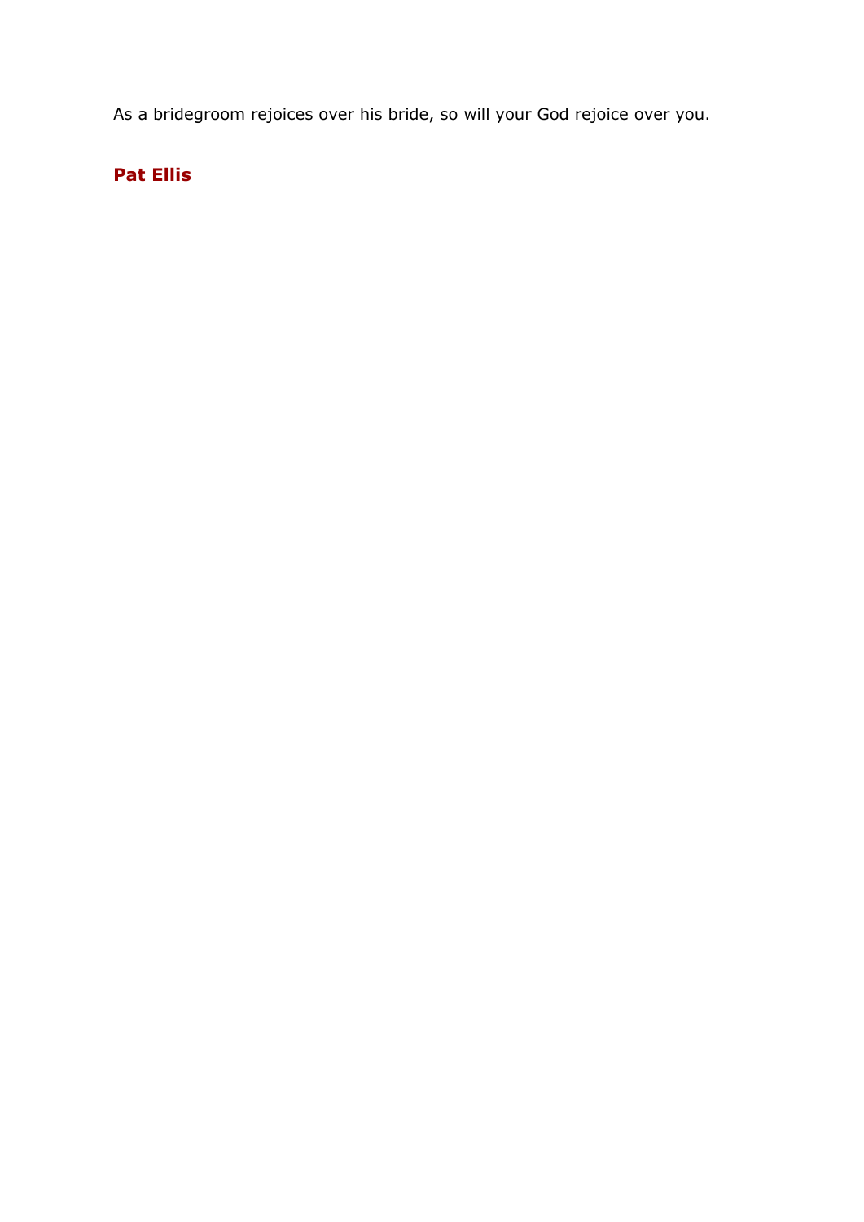As a bridegroom rejoices over his bride, so will your God rejoice over you.

**Pat Ellis**